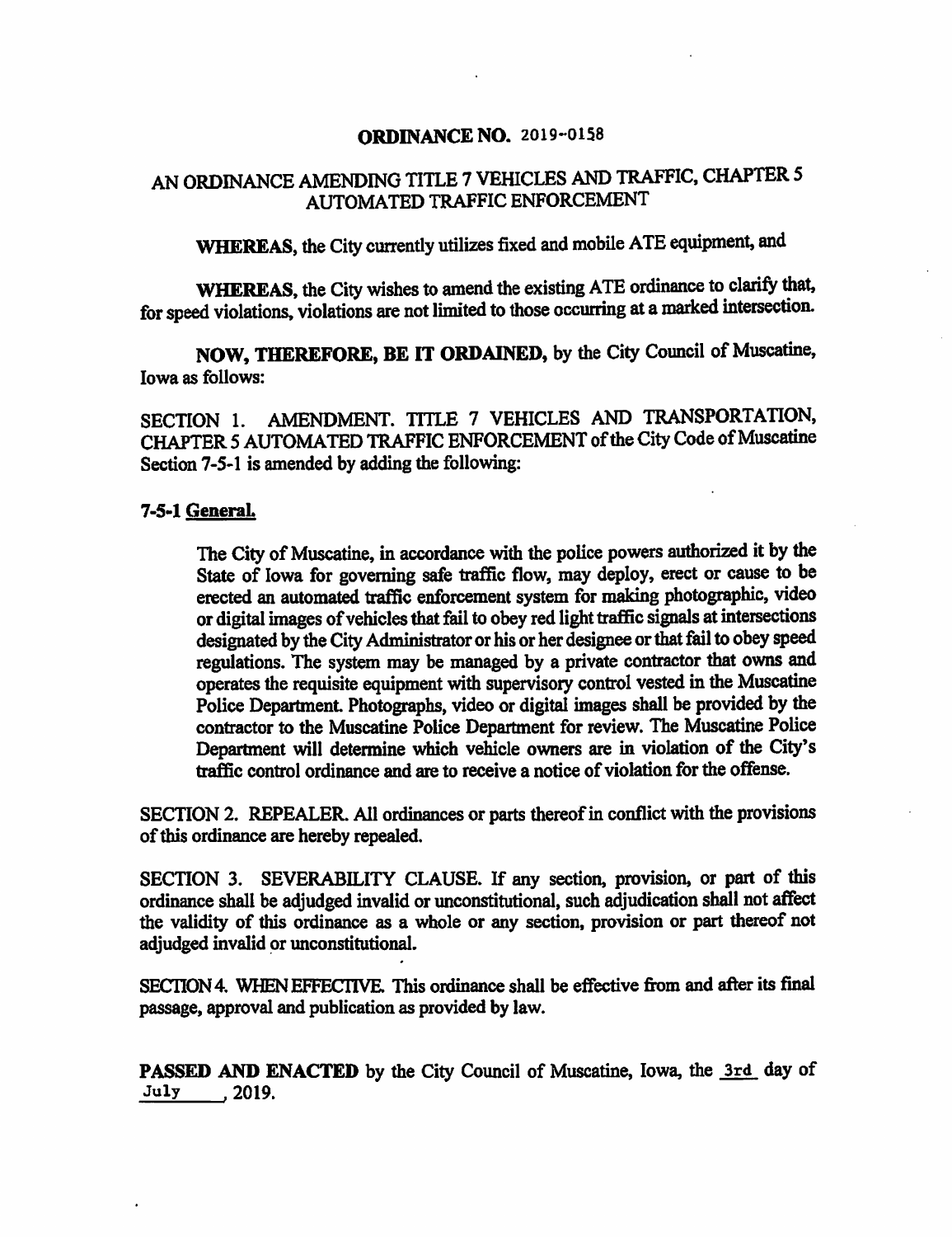# ORDINANCE NO. 2019-0158

## AN ORDINANCE AMENDING TITLE 7 VEHICLES AND TRAFFIC, CHAPTER 5 AUTOMATED TRAFFIC ENFORCEMENT

**WHEREAS,** the City currently utilizes fixed and mobile ATE equipment, and

**WHEREAS,** the City wishes to amend the existing ATE ordinance to clarify that, for speed violations, violations are not limited to those occurring at a marked intersection.

**NOW, THEREFORE, BE IT ORDAINED,** by the City Council of Muscatine, Iowa as follows:

SECTION 1. AMENDMENT. TITLE 7 VEHICLES AND TRANSPORTATION, CHAPTER 5 AUTOMATED TRAFFIC ENFORCEMENT of the City Code of Muscatine Section 7-5-1 is amended by adding the following:

**7-5-1 General.**

> The City of Muscatine, in accordance with the police powers authorized it by the State of Iowa for governing safe traffic flow, may deploy, erect or cause to be erected an automated traffic enforcement system for making photographic, video or digital images of vehicles that fail to obey red light traffic signals at intersections designated by the City Administrator or his or her designee or that fail to obey speed regulations. The system may be managed by a private contractor that owns and operates the requisite equipment with supervisory control vested in the Muscatine Police Department. Photographs, video or digital images shall be provided by the contractor to the Muscatine Police Department for review. The Muscatine Police Department will determine which vehicle owners are in violation of the City's traffic control ordinance and are to receive a notice of violation for the offense.

SECTION 2. REPEALER. All ordinances or parts thereof in conflict with the provisions of this ordinance are hereby repealed.

SECTION 3. SEVERABILITY CLAUSE. If any section, provision, or part of this ordinance shall be adjudged invalid or unconstitutional, such adjudication shall not affect the validity of this ordinance as a whole or any section, provision or part thereof not adjudged invalid or unconstitutional.

SECTION 4. WHEN EFFECTIVE. This ordinance shall be effective from and after its final passage, approval and publication as provided by law.

**PASSED AND ENACTED** by the City Council of Muscatine, Iowa, the 3rd day of July, 2019.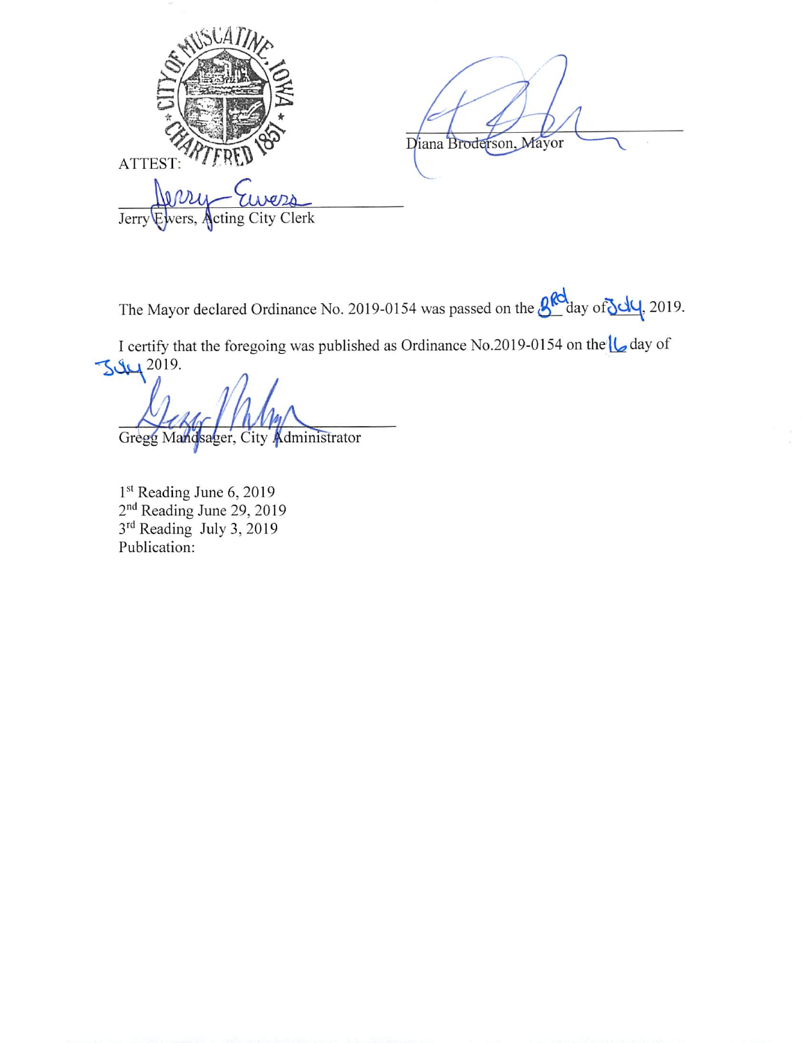ATTEST:

Jerry Ewers, Acting City Clerk

Diana Broderson, Mayor

The Mayor declared Ordinance No. 2019-0154 was passed on the 3rd day of July, 2019.

I certify that the foregoing was published as Ordinance No.2019-0154 on the 16 day of July 2019.

Gregg Mandsager, City Administrator

1st Reading June 6, 2019
2nd Reading June 29, 2019
3rd Reading July 3, 2019
Publication: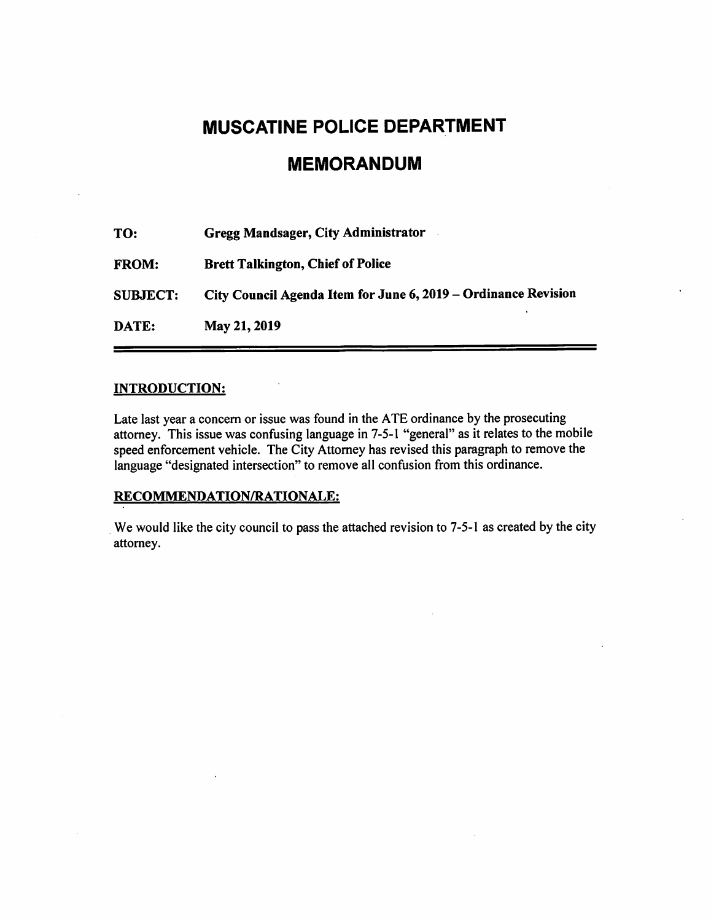# MUSCATINE POLICE DEPARTMENT

# MEMORANDUM

| | |
|---|---|
| **TO:** | **Gregg Mandsager, City Administrator** |
| **FROM:** | **Brett Talkington, Chief of Police** |
| **SUBJECT:** | **City Council Agenda Item for June 6, 2019 – Ordinance Revision** |
| **DATE:** | **May 21, 2019** |

---

## INTRODUCTION:

Late last year a concern or issue was found in the ATE ordinance by the prosecuting attorney. This issue was confusing language in 7-5-1 "general" as it relates to the mobile speed enforcement vehicle. The City Attorney has revised this paragraph to remove the language "designated intersection" to remove all confusion from this ordinance.

## RECOMMENDATION/RATIONALE:

We would like the city council to pass the attached revision to 7-5-1 as created by the city attorney.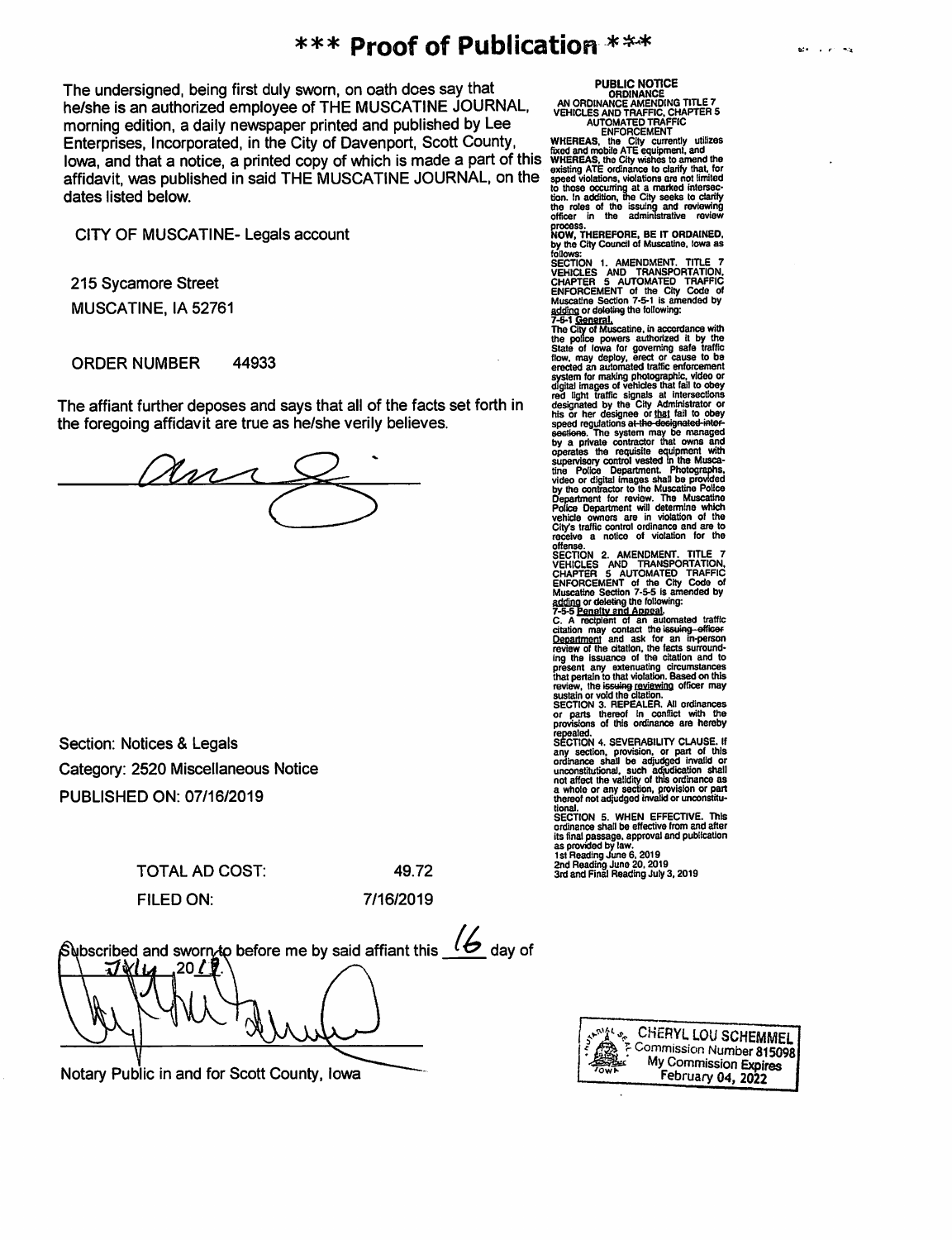# *** Proof of Publication ***

The undersigned, being first duly sworn, on oath does say that he/she is an authorized employee of THE MUSCATINE JOURNAL, morning edition, a daily newspaper printed and published by Lee Enterprises, Incorporated, in the City of Davenport, Scott County, Iowa, and that a notice, a printed copy of which is made a part of this affidavit, was published in said THE MUSCATINE JOURNAL, on the dates listed below.

CITY OF MUSCATINE- Legals account

215 Sycamore Street

MUSCATINE, IA 52761

ORDER NUMBER 44933

The affiant further deposes and says that all of the facts set forth in the foregoing affidavit are true as he/she verily believes.

Section: Notices & Legals

Category: 2520 Miscellaneous Notice

PUBLISHED ON: 07/16/2019

TOTAL AD COST: 49.72

FILED ON: 7/16/2019

Subscribed and sworn to before me by said affiant this 16 day of July, 2019

Notary Public in and for Scott County, Iowa

CHERYL LOU SCHEMMEL
Commission Number 815098
My Commission Expires
February 04, 2022

**PUBLIC NOTICE**
**ORDINANCE**
**AN ORDINANCE AMENDING TITLE 7 VEHICLES AND TRAFFIC, CHAPTER 5 AUTOMATED TRAFFIC ENFORCEMENT**

**WHEREAS**, the City currently utilizes fixed and mobile ATE equipment, and
**WHEREAS**, the City wishes to amend the existing ATE ordinance to clarify that, for speed violations, violations are not limited to those occurring at a marked intersection. In addition, the City seeks to clarify the roles of the issuing and reviewing officer in the administrative review process.

**NOW, THEREFORE, BE IT ORDAINED**, by the City Council of Muscatine, Iowa as follows:

SECTION 1. AMENDMENT. TITLE 7 VEHICLES AND TRANSPORTATION, CHAPTER 5 AUTOMATED TRAFFIC ENFORCEMENT of the City Code of Muscatine Section 7-5-1 is amended by adding or ~~deleting~~ the following:

**7-5-1 General.**
The City of Muscatine, in accordance with the police powers authorized it by the State of Iowa for governing safe traffic flow, may deploy, erect or cause to be erected an automated traffic enforcement system for making photographic, video or digital images of vehicles that fail to obey red light traffic signals at intersections designated by the City Administrator or his or her designee or that fail to obey speed regulations ~~at the designated intersections~~. The system may be managed by a private contractor that owns and operates the requisite equipment with supervisory control vested in the Muscatine Police Department. Photographs, video or digital images shall be provided by the contractor to the Muscatine Police Department for review. The Muscatine Police Department will determine which vehicle owners are in violation of the City's traffic control ordinance and are to receive a notice of violation for the offense.

SECTION 2. AMENDMENT. TITLE 7 VEHICLES AND TRANSPORTATION, CHAPTER 5 AUTOMATED TRAFFIC ENFORCEMENT of the City Code of Muscatine Section 7-5-5 is amended by adding or ~~deleting~~ the following:

**7-5-5 Penalty and Appeal.**
C. A recipient of an automated traffic citation may contact the ~~issuing officer~~ Department and ask for an in-person review of the citation, the facts surrounding the issuance of the citation and to present any extenuating circumstances that pertain to that violation. Based on this review, the ~~issuing~~ reviewing officer may sustain or void the citation.

SECTION 3. REPEALER. All ordinances or parts thereof in conflict with the provisions of this ordinance are hereby repealed.

SECTION 4. SEVERABILITY CLAUSE. If any section, provision, or part of this ordinance shall be adjudged invalid or unconstitutional, such adjudication shall not affect the validity of this ordinance as a whole or any section, provision or part thereof not adjudged invalid or unconstitutional.

SECTION 5. WHEN EFFECTIVE. This ordinance shall be effective from and after its final passage, approval and publication as provided by law.

1st Reading June 6, 2019
2nd Reading June 20, 2019
3rd and Final Reading July 3, 2019